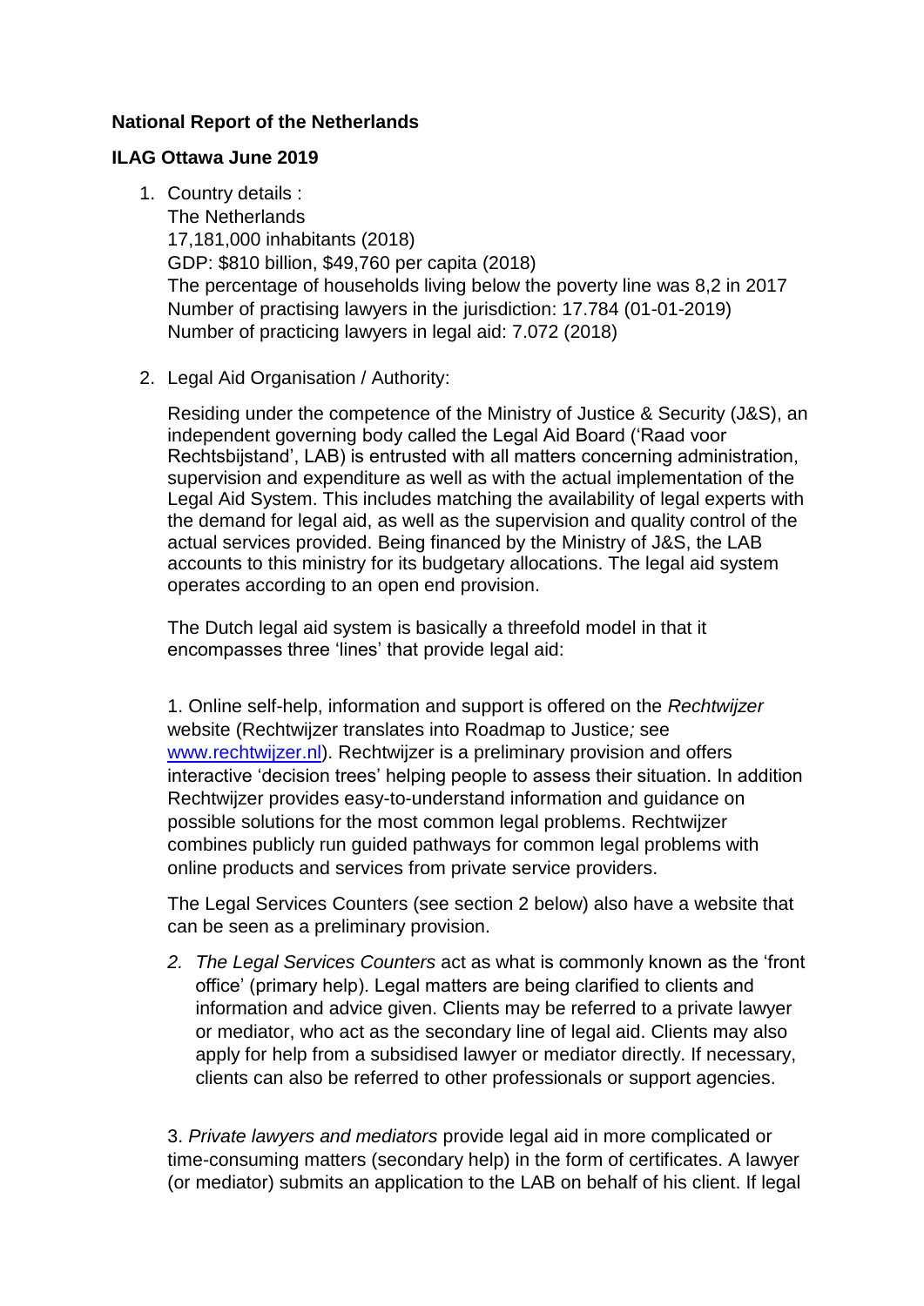**National Report of the Netherlands**

**ILAG Ottawa June 2019**

1. Country details :
   The Netherlands
   17,181,000 inhabitants (2018)
   GDP: $810 billion, $49,760 per capita (2018)
   The percentage of households living below the poverty line was 8,2 in 2017
   Number of practising lawyers in the jurisdiction: 17.784 (01-01-2019)
   Number of practicing lawyers in legal aid: 7.072 (2018)

2. Legal Aid Organisation / Authority:

   Residing under the competence of the Ministry of Justice & Security (J&S), an independent governing body called the Legal Aid Board ('Raad voor Rechtsbijstand', LAB) is entrusted with all matters concerning administration, supervision and expenditure as well as with the actual implementation of the Legal Aid System. This includes matching the availability of legal experts with the demand for legal aid, as well as the supervision and quality control of the actual services provided. Being financed by the Ministry of J&S, the LAB accounts to this ministry for its budgetary allocations. The legal aid system operates according to an open end provision.

   The Dutch legal aid system is basically a threefold model in that it encompasses three 'lines' that provide legal aid:

   1. Online self-help, information and support is offered on the *Rechtwijzer* website (Rechtwijzer translates into Roadmap to Justice*;* see [www.rechtwijzer.nl](www.rechtwijzer.nl)). Rechtwijzer is a preliminary provision and offers interactive 'decision trees' helping people to assess their situation. In addition Rechtwijzer provides easy-to-understand information and guidance on possible solutions for the most common legal problems. Rechtwijzer combines publicly run guided pathways for common legal problems with online products and services from private service providers.

   The Legal Services Counters (see section 2 below) also have a website that can be seen as a preliminary provision.

   2. *The Legal Services Counters* act as what is commonly known as the 'front office' (primary help). Legal matters are being clarified to clients and information and advice given. Clients may be referred to a private lawyer or mediator, who act as the secondary line of legal aid. Clients may also apply for help from a subsidised lawyer or mediator directly. If necessary, clients can also be referred to other professionals or support agencies.

   3. *Private lawyers and mediators* provide legal aid in more complicated or time-consuming matters (secondary help) in the form of certificates. A lawyer (or mediator) submits an application to the LAB on behalf of his client. If legal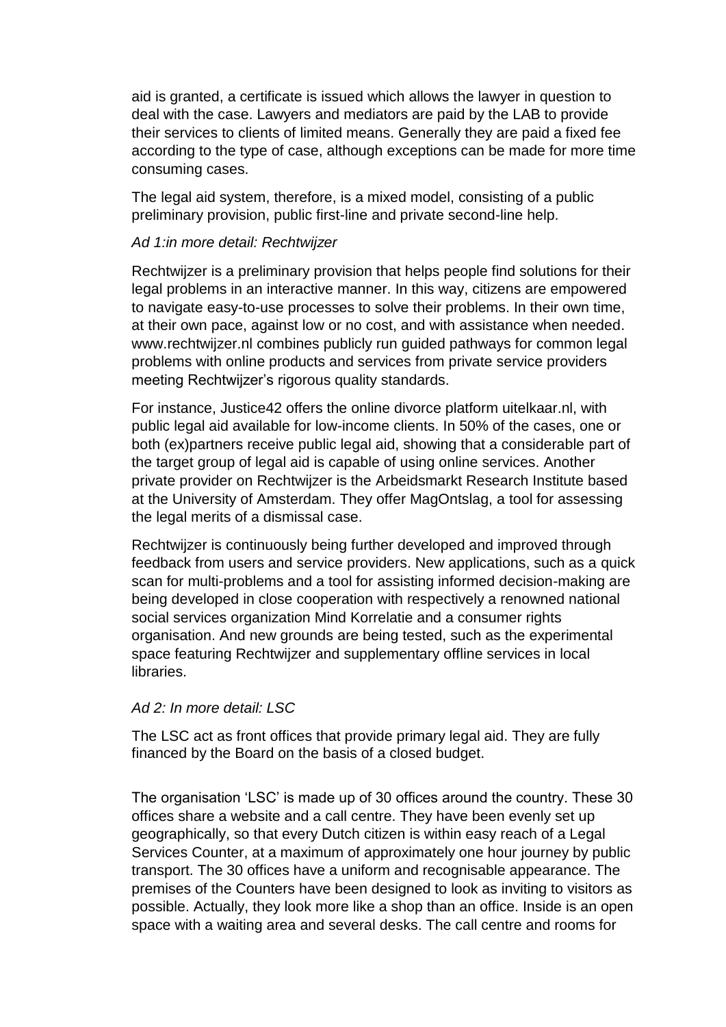aid is granted, a certificate is issued which allows the lawyer in question to deal with the case. Lawyers and mediators are paid by the LAB to provide their services to clients of limited means. Generally they are paid a fixed fee according to the type of case, although exceptions can be made for more time consuming cases.

The legal aid system, therefore, is a mixed model, consisting of a public preliminary provision, public first-line and private second-line help.

*Ad 1:in more detail: Rechtwijzer*

Rechtwijzer is a preliminary provision that helps people find solutions for their legal problems in an interactive manner. In this way, citizens are empowered to navigate easy-to-use processes to solve their problems. In their own time, at their own pace, against low or no cost, and with assistance when needed. www.rechtwijzer.nl combines publicly run guided pathways for common legal problems with online products and services from private service providers meeting Rechtwijzer's rigorous quality standards.

For instance, Justice42 offers the online divorce platform uitelkaar.nl, with public legal aid available for low-income clients. In 50% of the cases, one or both (ex)partners receive public legal aid, showing that a considerable part of the target group of legal aid is capable of using online services. Another private provider on Rechtwijzer is the Arbeidsmarkt Research Institute based at the University of Amsterdam. They offer MagOntslag, a tool for assessing the legal merits of a dismissal case.

Rechtwijzer is continuously being further developed and improved through feedback from users and service providers. New applications, such as a quick scan for multi-problems and a tool for assisting informed decision-making are being developed in close cooperation with respectively a renowned national social services organization Mind Korrelatie and a consumer rights organisation. And new grounds are being tested, such as the experimental space featuring Rechtwijzer and supplementary offline services in local libraries.

*Ad 2: In more detail: LSC*

The LSC act as front offices that provide primary legal aid. They are fully financed by the Board on the basis of a closed budget.

The organisation 'LSC' is made up of 30 offices around the country. These 30 offices share a website and a call centre. They have been evenly set up geographically, so that every Dutch citizen is within easy reach of a Legal Services Counter, at a maximum of approximately one hour journey by public transport. The 30 offices have a uniform and recognisable appearance. The premises of the Counters have been designed to look as inviting to visitors as possible. Actually, they look more like a shop than an office. Inside is an open space with a waiting area and several desks. The call centre and rooms for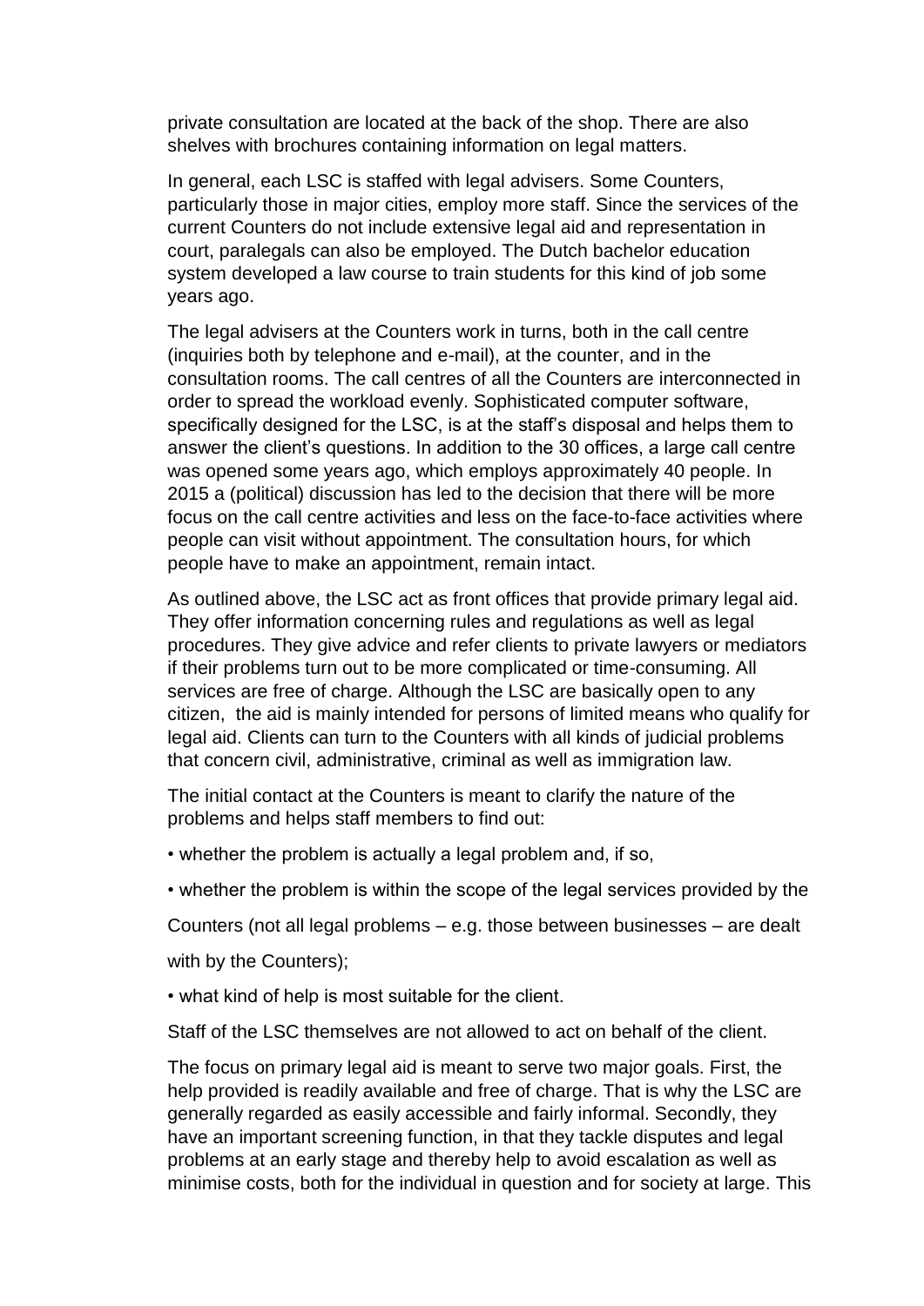private consultation are located at the back of the shop. There are also shelves with brochures containing information on legal matters.

In general, each LSC is staffed with legal advisers. Some Counters, particularly those in major cities, employ more staff. Since the services of the current Counters do not include extensive legal aid and representation in court, paralegals can also be employed. The Dutch bachelor education system developed a law course to train students for this kind of job some years ago.

The legal advisers at the Counters work in turns, both in the call centre (inquiries both by telephone and e-mail), at the counter, and in the consultation rooms. The call centres of all the Counters are interconnected in order to spread the workload evenly. Sophisticated computer software, specifically designed for the LSC, is at the staff's disposal and helps them to answer the client's questions. In addition to the 30 offices, a large call centre was opened some years ago, which employs approximately 40 people. In 2015 a (political) discussion has led to the decision that there will be more focus on the call centre activities and less on the face-to-face activities where people can visit without appointment. The consultation hours, for which people have to make an appointment, remain intact.

As outlined above, the LSC act as front offices that provide primary legal aid. They offer information concerning rules and regulations as well as legal procedures. They give advice and refer clients to private lawyers or mediators if their problems turn out to be more complicated or time-consuming. All services are free of charge. Although the LSC are basically open to any citizen, the aid is mainly intended for persons of limited means who qualify for legal aid. Clients can turn to the Counters with all kinds of judicial problems that concern civil, administrative, criminal as well as immigration law.

The initial contact at the Counters is meant to clarify the nature of the problems and helps staff members to find out:

- whether the problem is actually a legal problem and, if so,
- whether the problem is within the scope of the legal services provided by the Counters (not all legal problems – e.g. those between businesses – are dealt with by the Counters);
- what kind of help is most suitable for the client.

Staff of the LSC themselves are not allowed to act on behalf of the client.

The focus on primary legal aid is meant to serve two major goals. First, the help provided is readily available and free of charge. That is why the LSC are generally regarded as easily accessible and fairly informal. Secondly, they have an important screening function, in that they tackle disputes and legal problems at an early stage and thereby help to avoid escalation as well as minimise costs, both for the individual in question and for society at large. This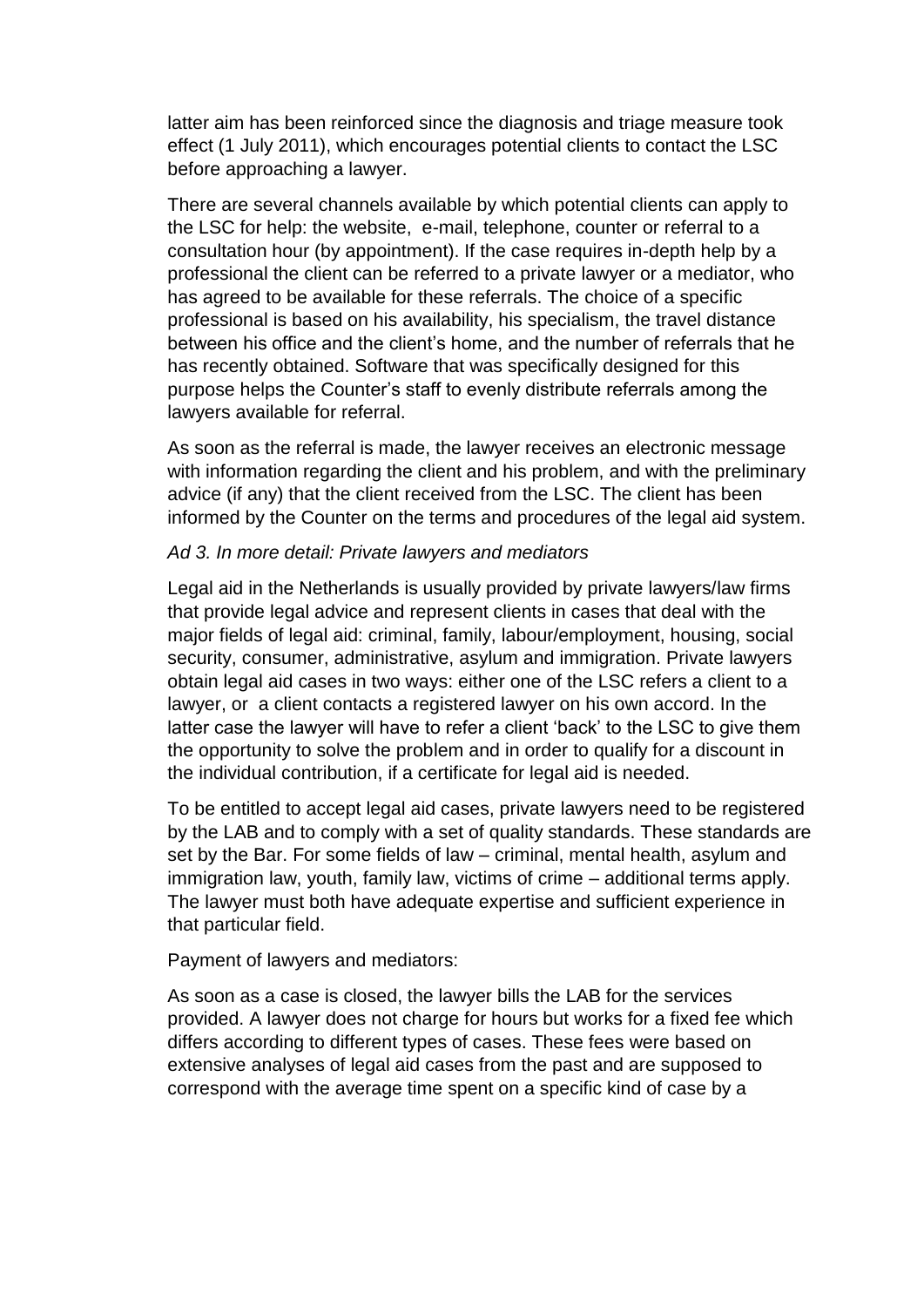latter aim has been reinforced since the diagnosis and triage measure took effect (1 July 2011), which encourages potential clients to contact the LSC before approaching a lawyer.

There are several channels available by which potential clients can apply to the LSC for help: the website, e-mail, telephone, counter or referral to a consultation hour (by appointment). If the case requires in-depth help by a professional the client can be referred to a private lawyer or a mediator, who has agreed to be available for these referrals. The choice of a specific professional is based on his availability, his specialism, the travel distance between his office and the client's home, and the number of referrals that he has recently obtained. Software that was specifically designed for this purpose helps the Counter's staff to evenly distribute referrals among the lawyers available for referral.

As soon as the referral is made, the lawyer receives an electronic message with information regarding the client and his problem, and with the preliminary advice (if any) that the client received from the LSC. The client has been informed by the Counter on the terms and procedures of the legal aid system.

*Ad 3. In more detail: Private lawyers and mediators*

Legal aid in the Netherlands is usually provided by private lawyers/law firms that provide legal advice and represent clients in cases that deal with the major fields of legal aid: criminal, family, labour/employment, housing, social security, consumer, administrative, asylum and immigration. Private lawyers obtain legal aid cases in two ways: either one of the LSC refers a client to a lawyer, or a client contacts a registered lawyer on his own accord. In the latter case the lawyer will have to refer a client 'back' to the LSC to give them the opportunity to solve the problem and in order to qualify for a discount in the individual contribution, if a certificate for legal aid is needed.

To be entitled to accept legal aid cases, private lawyers need to be registered by the LAB and to comply with a set of quality standards. These standards are set by the Bar. For some fields of law – criminal, mental health, asylum and immigration law, youth, family law, victims of crime – additional terms apply. The lawyer must both have adequate expertise and sufficient experience in that particular field.

Payment of lawyers and mediators:

As soon as a case is closed, the lawyer bills the LAB for the services provided. A lawyer does not charge for hours but works for a fixed fee which differs according to different types of cases. These fees were based on extensive analyses of legal aid cases from the past and are supposed to correspond with the average time spent on a specific kind of case by a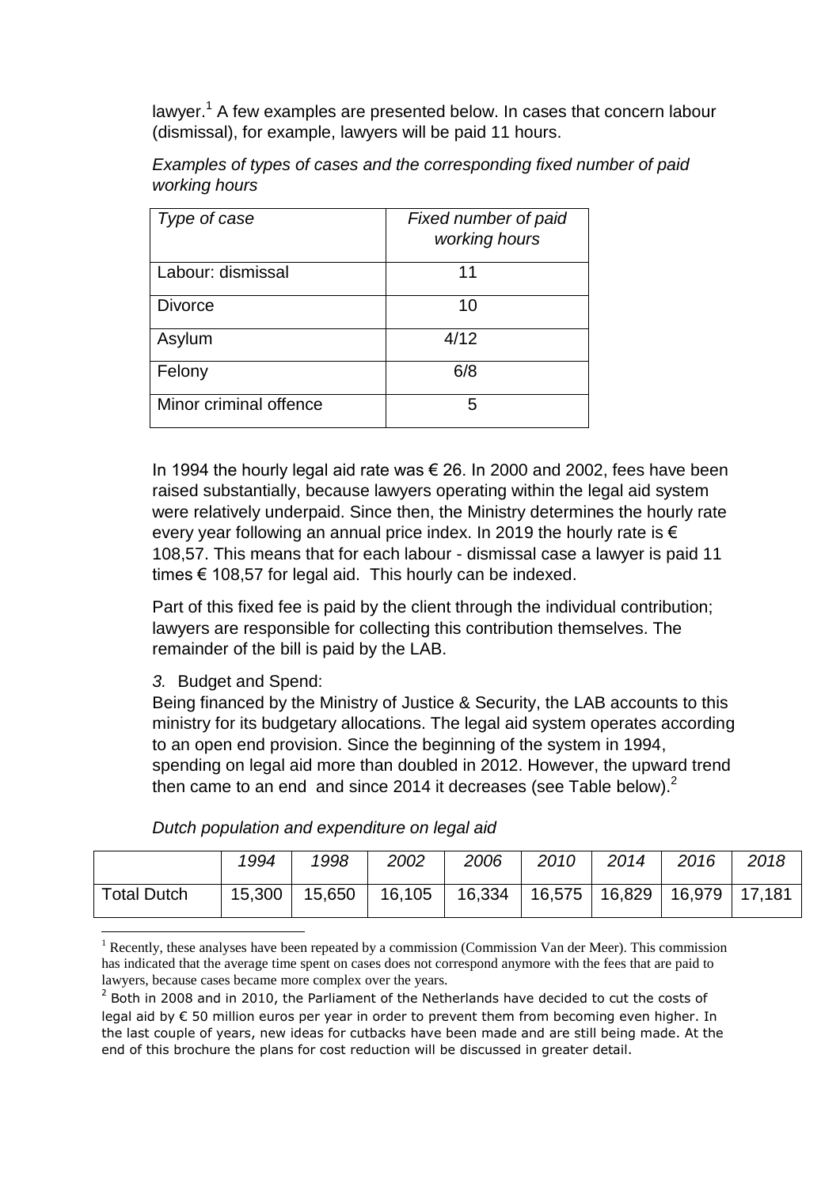lawyer.[1] A few examples are presented below. In cases that concern labour (dismissal), for example, lawyers will be paid 11 hours.

*Examples of types of cases and the corresponding fixed number of paid working hours*

| *Type of case* | *Fixed number of paid working hours* |
|---|---|
| Labour: dismissal | 11 |
| Divorce | 10 |
| Asylum | 4/12 |
| Felony | 6/8 |
| Minor criminal offence | 5 |

In 1994 the hourly legal aid rate was € 26. In 2000 and 2002, fees have been raised substantially, because lawyers operating within the legal aid system were relatively underpaid. Since then, the Ministry determines the hourly rate every year following an annual price index. In 2019 the hourly rate is € 108,57. This means that for each labour - dismissal case a lawyer is paid 11 times € 108,57 for legal aid. This hourly can be indexed.

Part of this fixed fee is paid by the client through the individual contribution; lawyers are responsible for collecting this contribution themselves. The remainder of the bill is paid by the LAB.

*3.* Budget and Spend:

Being financed by the Ministry of Justice & Security, the LAB accounts to this ministry for its budgetary allocations. The legal aid system operates according to an open end provision. Since the beginning of the system in 1994, spending on legal aid more than doubled in 2012. However, the upward trend then came to an end and since 2014 it decreases (see Table below).[2]

*Dutch population and expenditure on legal aid*

| | *1994* | *1998* | *2002* | *2006* | *2010* | *2014* | *2016* | *2018* |
|---|---|---|---|---|---|---|---|---|
| Total Dutch | 15,300 | 15,650 | 16,105 | 16,334 | 16,575 | 16,829 | 16,979 | 17,181 |

[1] Recently, these analyses have been repeated by a commission (Commission Van der Meer). This commission has indicated that the average time spent on cases does not correspond anymore with the fees that are paid to lawyers, because cases became more complex over the years.

[2] Both in 2008 and in 2010, the Parliament of the Netherlands have decided to cut the costs of legal aid by € 50 million euros per year in order to prevent them from becoming even higher. In the last couple of years, new ideas for cutbacks have been made and are still being made. At the end of this brochure the plans for cost reduction will be discussed in greater detail.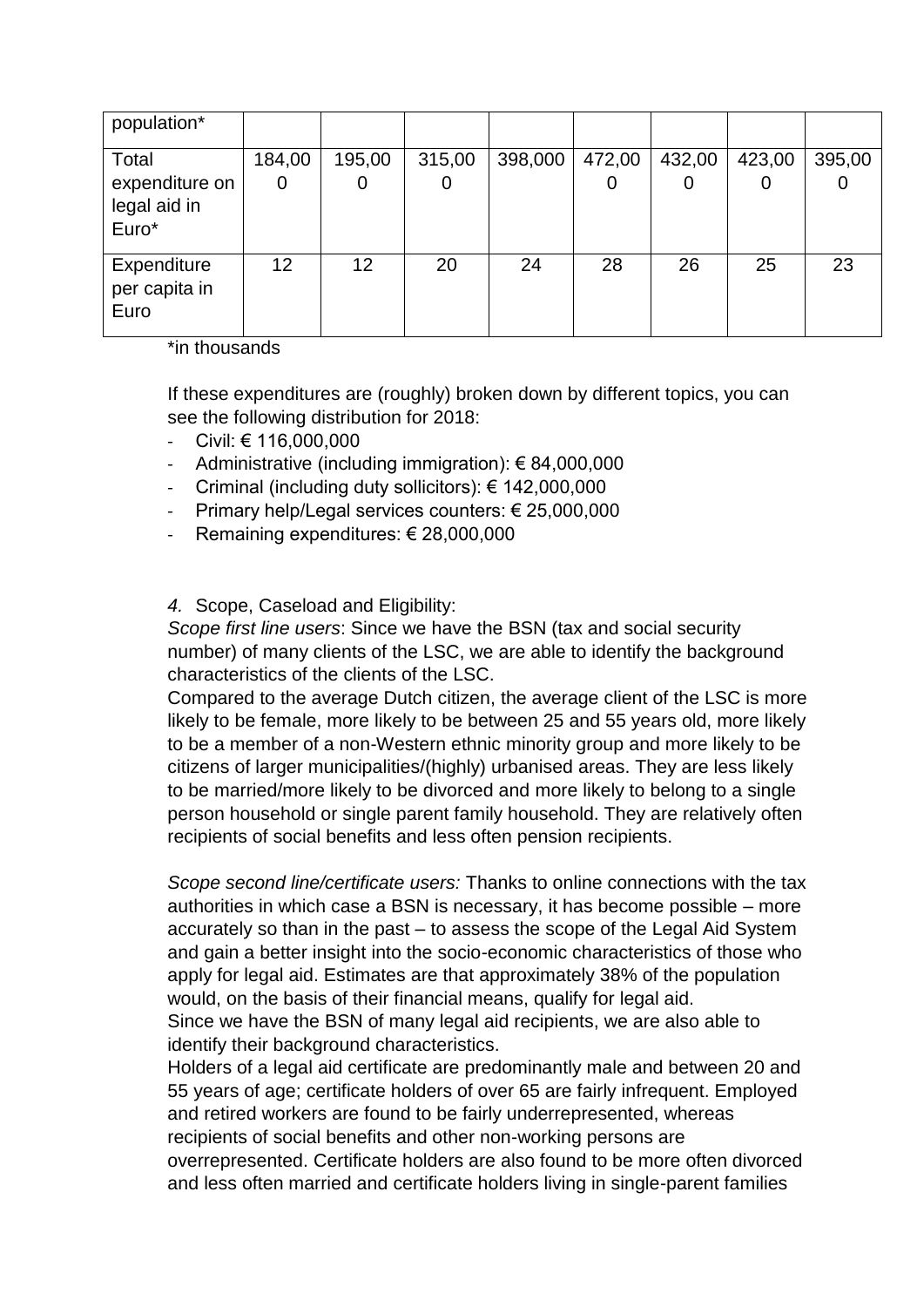| population* | | | | | | | | |
|---|---|---|---|---|---|---|---|---|
| Total expenditure on legal aid in Euro* | 184,000 | 195,000 | 315,000 | 398,000 | 472,000 | 432,000 | 423,000 | 395,000 |
| Expenditure per capita in Euro | 12 | 12 | 20 | 24 | 28 | 26 | 25 | 23 |

*in thousands

If these expenditures are (roughly) broken down by different topics, you can see the following distribution for 2018:

- Civil: € 116,000,000
- Administrative (including immigration): € 84,000,000
- Criminal (including duty sollicitors): € 142,000,000
- Primary help/Legal services counters: € 25,000,000
- Remaining expenditures: € 28,000,000

*4.* Scope, Caseload and Eligibility:

*Scope first line users*: Since we have the BSN (tax and social security number) of many clients of the LSC, we are able to identify the background characteristics of the clients of the LSC.

Compared to the average Dutch citizen, the average client of the LSC is more likely to be female, more likely to be between 25 and 55 years old, more likely to be a member of a non-Western ethnic minority group and more likely to be citizens of larger municipalities/(highly) urbanised areas. They are less likely to be married/more likely to be divorced and more likely to belong to a single person household or single parent family household. They are relatively often recipients of social benefits and less often pension recipients.

*Scope second line/certificate users:* Thanks to online connections with the tax authorities in which case a BSN is necessary, it has become possible – more accurately so than in the past – to assess the scope of the Legal Aid System and gain a better insight into the socio-economic characteristics of those who apply for legal aid. Estimates are that approximately 38% of the population would, on the basis of their financial means, qualify for legal aid.

Since we have the BSN of many legal aid recipients, we are also able to identify their background characteristics.

Holders of a legal aid certificate are predominantly male and between 20 and 55 years of age; certificate holders of over 65 are fairly infrequent. Employed and retired workers are found to be fairly underrepresented, whereas recipients of social benefits and other non-working persons are overrepresented. Certificate holders are also found to be more often divorced and less often married and certificate holders living in single-parent families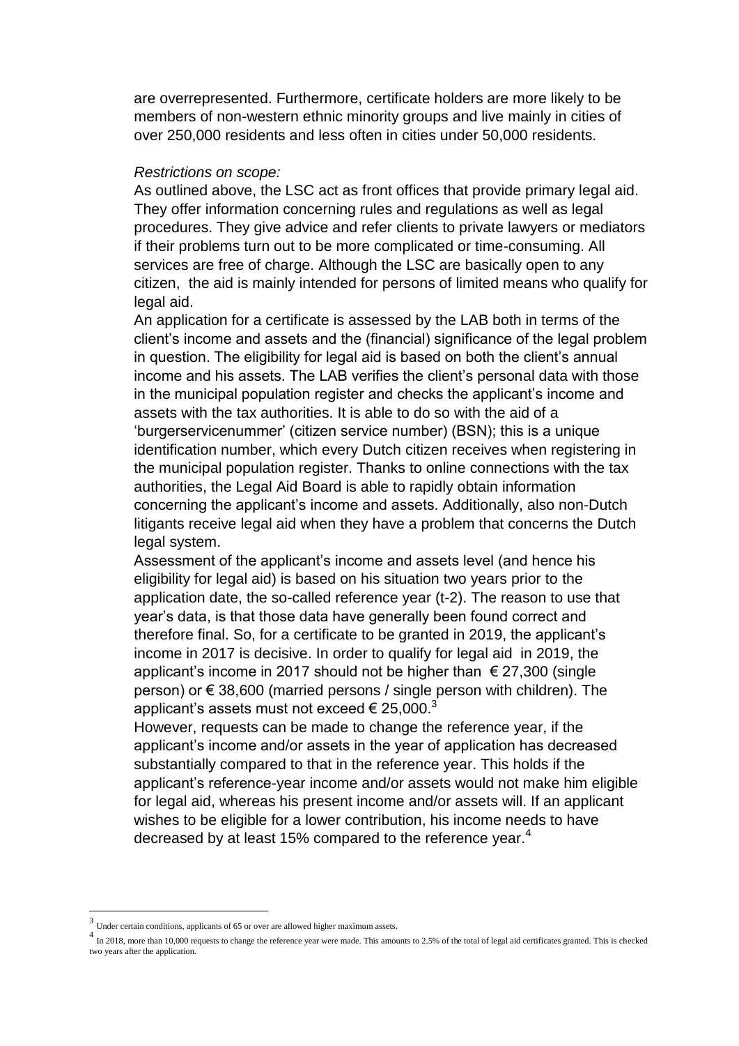are overrepresented. Furthermore, certificate holders are more likely to be members of non-western ethnic minority groups and live mainly in cities of over 250,000 residents and less often in cities under 50,000 residents.

*Restrictions on scope:*

As outlined above, the LSC act as front offices that provide primary legal aid. They offer information concerning rules and regulations as well as legal procedures. They give advice and refer clients to private lawyers or mediators if their problems turn out to be more complicated or time-consuming. All services are free of charge. Although the LSC are basically open to any citizen, the aid is mainly intended for persons of limited means who qualify for legal aid.

An application for a certificate is assessed by the LAB both in terms of the client's income and assets and the (financial) significance of the legal problem in question. The eligibility for legal aid is based on both the client's annual income and his assets. The LAB verifies the client's personal data with those in the municipal population register and checks the applicant's income and assets with the tax authorities. It is able to do so with the aid of a 'burgerservicenummer' (citizen service number) (BSN); this is a unique identification number, which every Dutch citizen receives when registering in the municipal population register. Thanks to online connections with the tax authorities, the Legal Aid Board is able to rapidly obtain information concerning the applicant's income and assets. Additionally, also non-Dutch litigants receive legal aid when they have a problem that concerns the Dutch legal system.

Assessment of the applicant's income and assets level (and hence his eligibility for legal aid) is based on his situation two years prior to the application date, the so-called reference year (t-2). The reason to use that year's data, is that those data have generally been found correct and therefore final. So, for a certificate to be granted in 2019, the applicant's income in 2017 is decisive. In order to qualify for legal aid in 2019, the applicant's income in 2017 should not be higher than € 27,300 (single person) or € 38,600 (married persons / single person with children). The applicant's assets must not exceed € 25,000.[3]

However, requests can be made to change the reference year, if the applicant's income and/or assets in the year of application has decreased substantially compared to that in the reference year. This holds if the applicant's reference-year income and/or assets would not make him eligible for legal aid, whereas his present income and/or assets will. If an applicant wishes to be eligible for a lower contribution, his income needs to have decreased by at least 15% compared to the reference year.[4]

---

[3] Under certain conditions, applicants of 65 or over are allowed higher maximum assets.

[4] In 2018, more than 10,000 requests to change the reference year were made. This amounts to 2.5% of the total of legal aid certificates granted. This is checked two years after the application.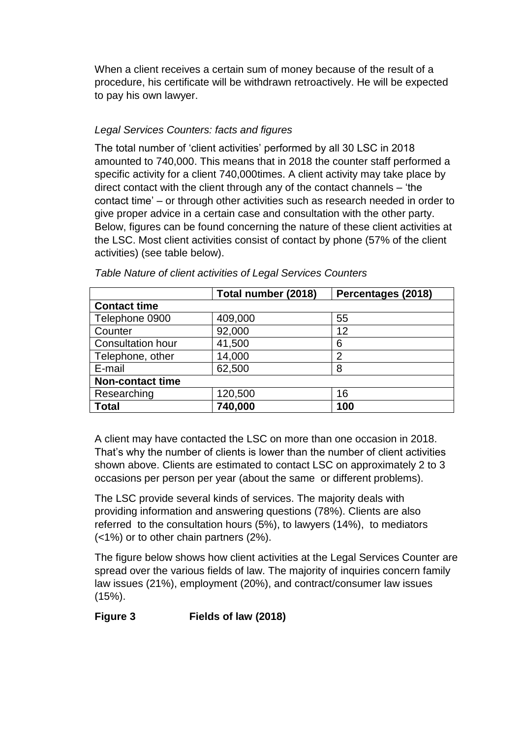When a client receives a certain sum of money because of the result of a procedure, his certificate will be withdrawn retroactively. He will be expected to pay his own lawyer.

*Legal Services Counters: facts and figures*

The total number of 'client activities' performed by all 30 LSC in 2018 amounted to 740,000. This means that in 2018 the counter staff performed a specific activity for a client 740,000times. A client activity may take place by direct contact with the client through any of the contact channels – 'the contact time' – or through other activities such as research needed in order to give proper advice in a certain case and consultation with the other party. Below, figures can be found concerning the nature of these client activities at the LSC. Most client activities consist of contact by phone (57% of the client activities) (see table below).

*Table Nature of client activities of Legal Services Counters*

| | **Total number (2018)** | **Percentages (2018)** |
|---|---|---|
| **Contact time** | | |
| Telephone 0900 | 409,000 | 55 |
| Counter | 92,000 | 12 |
| Consultation hour | 41,500 | 6 |
| Telephone, other | 14,000 | 2 |
| E-mail | 62,500 | 8 |
| **Non-contact time** | | |
| Researching | 120,500 | 16 |
| **Total** | **740,000** | **100** |

A client may have contacted the LSC on more than one occasion in 2018. That's why the number of clients is lower than the number of client activities shown above. Clients are estimated to contact LSC on approximately 2 to 3 occasions per person per year (about the same or different problems).

The LSC provide several kinds of services. The majority deals with providing information and answering questions (78%). Clients are also referred to the consultation hours (5%), to lawyers (14%), to mediators (<1%) or to other chain partners (2%).

The figure below shows how client activities at the Legal Services Counter are spread over the various fields of law. The majority of inquiries concern family law issues (21%), employment (20%), and contract/consumer law issues (15%).

**Figure 3 Fields of law (2018)**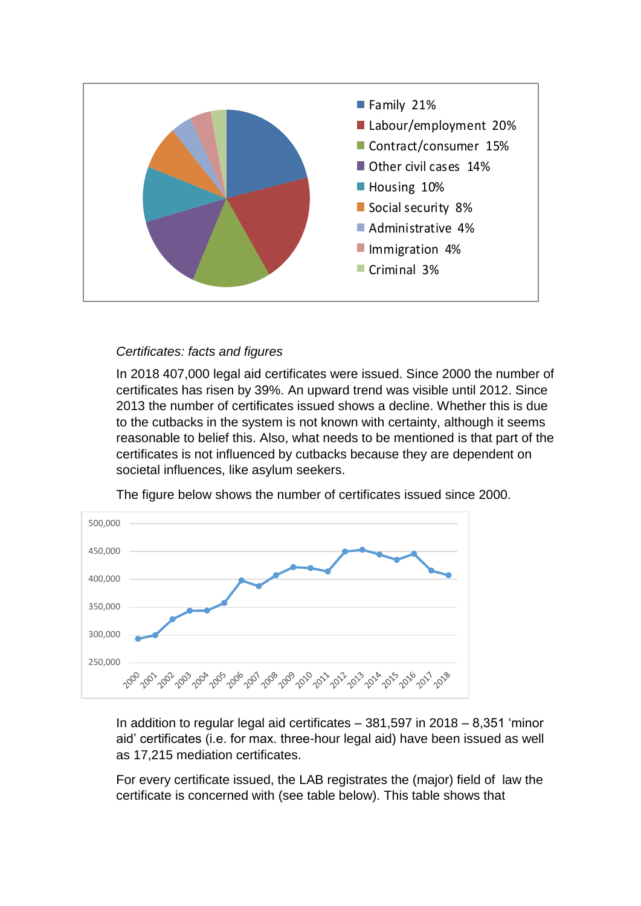- Family 21%
- Labour/employment 20%
- Contract/consumer 15%
- Other civil cases 14%
- Housing 10%
- Social security 8%
- Administrative 4%
- Immigration 4%
- Criminal 3%

*Certificates: facts and figures*

In 2018 407,000 legal aid certificates were issued. Since 2000 the number of certificates has risen by 39%. An upward trend was visible until 2012. Since 2013 the number of certificates issued shows a decline. Whether this is due to the cutbacks in the system is not known with certainty, although it seems reasonable to belief this. Also, what needs to be mentioned is that part of the certificates is not influenced by cutbacks because they are dependent on societal influences, like asylum seekers.

The figure below shows the number of certificates issued since 2000.

In addition to regular legal aid certificates – 381,597 in 2018 – 8,351 'minor aid' certificates (i.e. for max. three-hour legal aid) have been issued as well as 17,215 mediation certificates.

For every certificate issued, the LAB registrates the (major) field of law the certificate is concerned with (see table below). This table shows that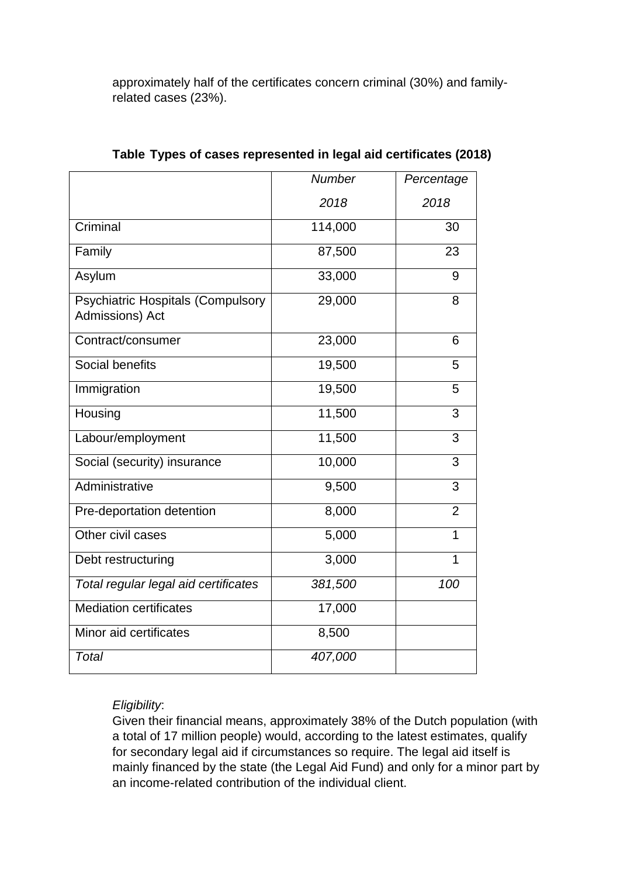approximately half of the certificates concern criminal (30%) and family-related cases (23%).

**Table Types of cases represented in legal aid certificates (2018)**

| | *Number* *2018* | *Percentage* *2018* |
|---|---|---|
| Criminal | 114,000 | 30 |
| Family | 87,500 | 23 |
| Asylum | 33,000 | 9 |
| Psychiatric Hospitals (Compulsory Admissions) Act | 29,000 | 8 |
| Contract/consumer | 23,000 | 6 |
| Social benefits | 19,500 | 5 |
| Immigration | 19,500 | 5 |
| Housing | 11,500 | 3 |
| Labour/employment | 11,500 | 3 |
| Social (security) insurance | 10,000 | 3 |
| Administrative | 9,500 | 3 |
| Pre-deportation detention | 8,000 | 2 |
| Other civil cases | 5,000 | 1 |
| Debt restructuring | 3,000 | 1 |
| *Total regular legal aid certificates* | *381,500* | *100* |
| Mediation certificates | 17,000 | |
| Minor aid certificates | 8,500 | |
| *Total* | *407,000* | |

*Eligibility*:
Given their financial means, approximately 38% of the Dutch population (with a total of 17 million people) would, according to the latest estimates, qualify for secondary legal aid if circumstances so require. The legal aid itself is mainly financed by the state (the Legal Aid Fund) and only for a minor part by an income-related contribution of the individual client.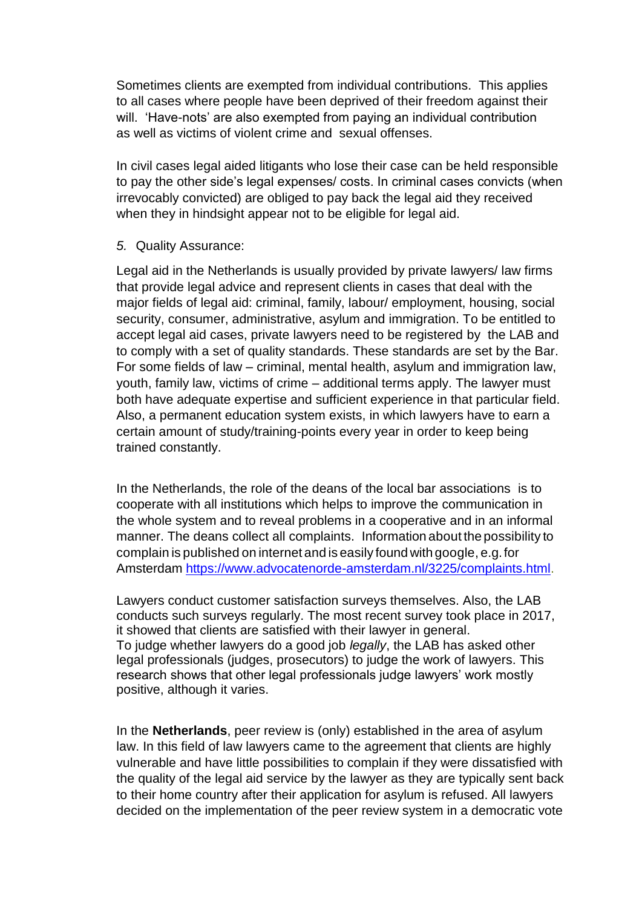Sometimes clients are exempted from individual contributions. This applies to all cases where people have been deprived of their freedom against their will. 'Have-nots' are also exempted from paying an individual contribution as well as victims of violent crime and sexual offenses.

In civil cases legal aided litigants who lose their case can be held responsible to pay the other side's legal expenses/ costs. In criminal cases convicts (when irrevocably convicted) are obliged to pay back the legal aid they received when they in hindsight appear not to be eligible for legal aid.

*5.* Quality Assurance:

Legal aid in the Netherlands is usually provided by private lawyers/ law firms that provide legal advice and represent clients in cases that deal with the major fields of legal aid: criminal, family, labour/ employment, housing, social security, consumer, administrative, asylum and immigration. To be entitled to accept legal aid cases, private lawyers need to be registered by the LAB and to comply with a set of quality standards. These standards are set by the Bar. For some fields of law – criminal, mental health, asylum and immigration law, youth, family law, victims of crime – additional terms apply. The lawyer must both have adequate expertise and sufficient experience in that particular field. Also, a permanent education system exists, in which lawyers have to earn a certain amount of study/training-points every year in order to keep being trained constantly.

In the Netherlands, the role of the deans of the local bar associations is to cooperate with all institutions which helps to improve the communication in the whole system and to reveal problems in a cooperative and in an informal manner. The deans collect all complaints. Information about the possibility to complain is published on internet and is easily found with google, e.g. for Amsterdam https://www.advocatenorde-amsterdam.nl/3225/complaints.html.

Lawyers conduct customer satisfaction surveys themselves. Also, the LAB conducts such surveys regularly. The most recent survey took place in 2017, it showed that clients are satisfied with their lawyer in general.
To judge whether lawyers do a good job *legally*, the LAB has asked other legal professionals (judges, prosecutors) to judge the work of lawyers. This research shows that other legal professionals judge lawyers' work mostly positive, although it varies.

In the **Netherlands**, peer review is (only) established in the area of asylum law. In this field of law lawyers came to the agreement that clients are highly vulnerable and have little possibilities to complain if they were dissatisfied with the quality of the legal aid service by the lawyer as they are typically sent back to their home country after their application for asylum is refused. All lawyers decided on the implementation of the peer review system in a democratic vote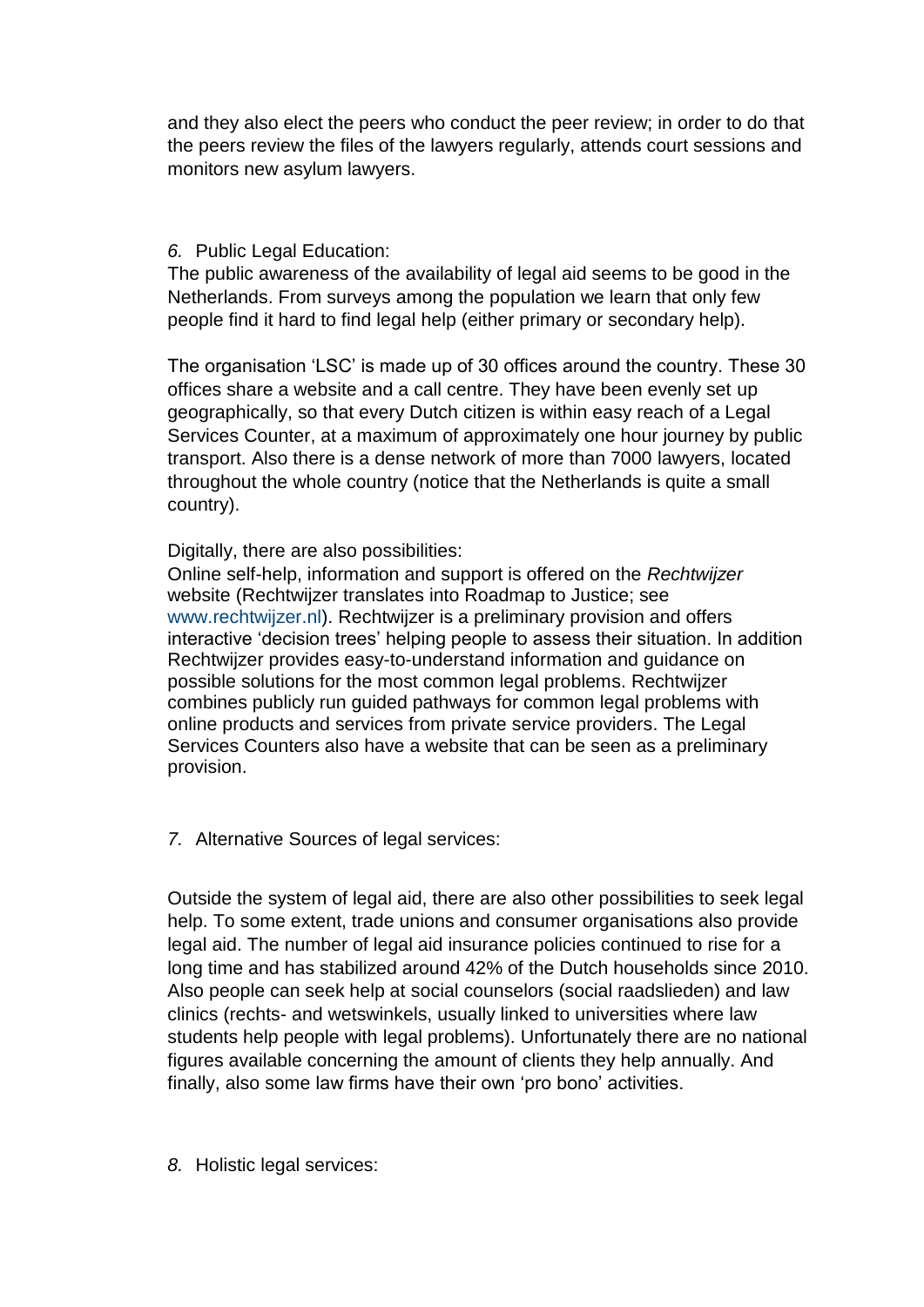and they also elect the peers who conduct the peer review; in order to do that the peers review the files of the lawyers regularly, attends court sessions and monitors new asylum lawyers.

*6.* Public Legal Education:

The public awareness of the availability of legal aid seems to be good in the Netherlands. From surveys among the population we learn that only few people find it hard to find legal help (either primary or secondary help).

The organisation 'LSC' is made up of 30 offices around the country. These 30 offices share a website and a call centre. They have been evenly set up geographically, so that every Dutch citizen is within easy reach of a Legal Services Counter, at a maximum of approximately one hour journey by public transport. Also there is a dense network of more than 7000 lawyers, located throughout the whole country (notice that the Netherlands is quite a small country).

Digitally, there are also possibilities:
Online self-help, information and support is offered on the *Rechtwijzer* website (Rechtwijzer translates into Roadmap to Justice; see www.rechtwijzer.nl). Rechtwijzer is a preliminary provision and offers interactive 'decision trees' helping people to assess their situation. In addition Rechtwijzer provides easy-to-understand information and guidance on possible solutions for the most common legal problems. Rechtwijzer combines publicly run guided pathways for common legal problems with online products and services from private service providers. The Legal Services Counters also have a website that can be seen as a preliminary provision.

*7.* Alternative Sources of legal services:

Outside the system of legal aid, there are also other possibilities to seek legal help. To some extent, trade unions and consumer organisations also provide legal aid. The number of legal aid insurance policies continued to rise for a long time and has stabilized around 42% of the Dutch households since 2010. Also people can seek help at social counselors (social raadslieden) and law clinics (rechts- and wetswinkels, usually linked to universities where law students help people with legal problems). Unfortunately there are no national figures available concerning the amount of clients they help annually. And finally, also some law firms have their own 'pro bono' activities.

*8.* Holistic legal services: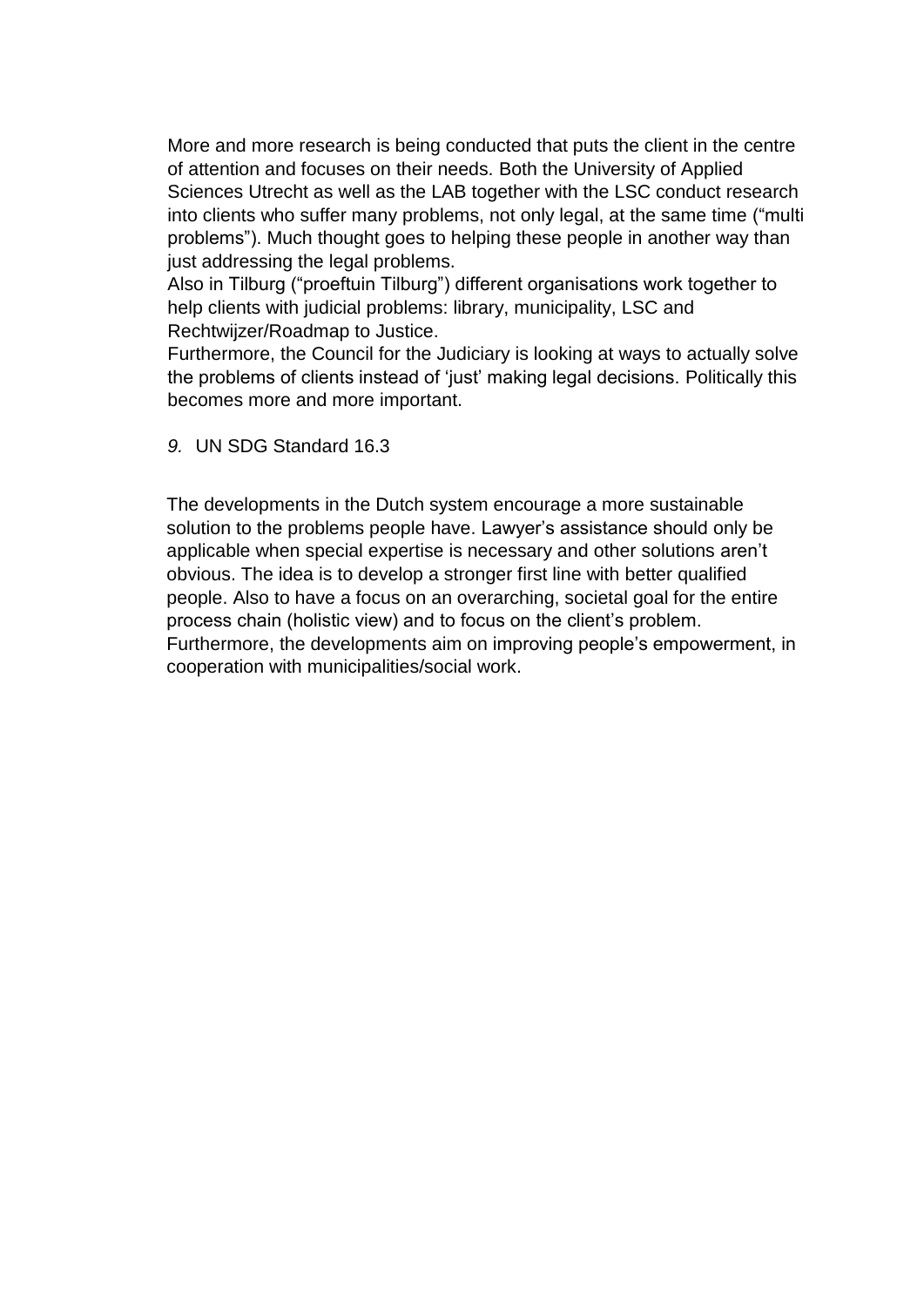More and more research is being conducted that puts the client in the centre of attention and focuses on their needs. Both the University of Applied Sciences Utrecht as well as the LAB together with the LSC conduct research into clients who suffer many problems, not only legal, at the same time ("multi problems"). Much thought goes to helping these people in another way than just addressing the legal problems.
Also in Tilburg ("proeftuin Tilburg") different organisations work together to help clients with judicial problems: library, municipality, LSC and Rechtwijzer/Roadmap to Justice.
Furthermore, the Council for the Judiciary is looking at ways to actually solve the problems of clients instead of 'just' making legal decisions. Politically this becomes more and more important.

*9.* UN SDG Standard 16.3

The developments in the Dutch system encourage a more sustainable solution to the problems people have. Lawyer's assistance should only be applicable when special expertise is necessary and other solutions aren't obvious. The idea is to develop a stronger first line with better qualified people. Also to have a focus on an overarching, societal goal for the entire process chain (holistic view) and to focus on the client's problem.
Furthermore, the developments aim on improving people's empowerment, in cooperation with municipalities/social work.